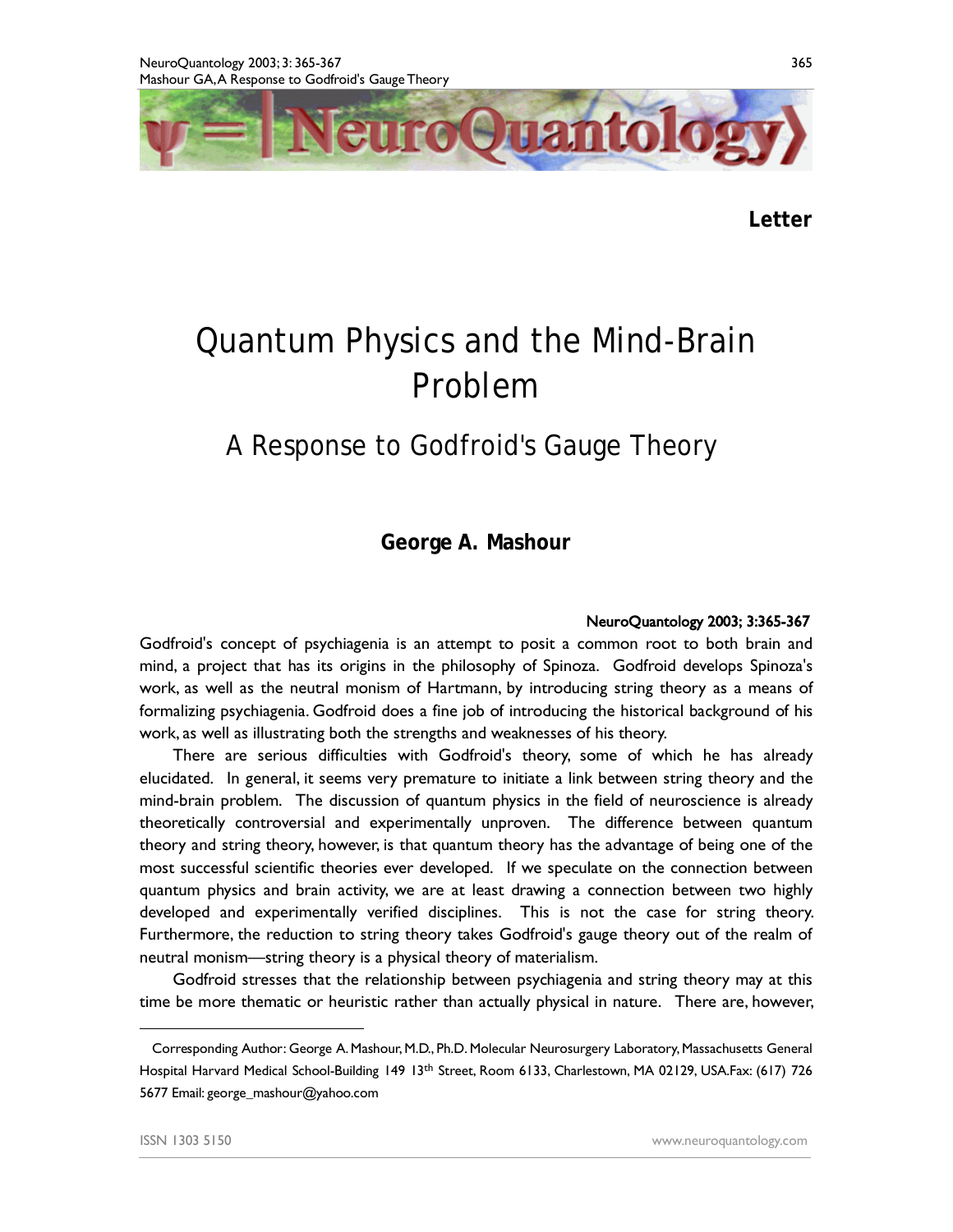**Letter**

# Quantum Physics and the Mind-Brain Problem

## A Response to Godfroid's Gauge Theory

**George A. Mashour**

NeuroQuantology 2003; 3:365-367

Godfroid's concept of psychiagenia is an attempt to posit a common root to both brain and mind, a project that has its origins in the philosophy of Spinoza. Godfroid develops Spinoza's work, as well as the neutral monism of Hartmann, by introducing string theory as a means of formalizing psychiagenia. Godfroid does a fine job of introducing the historical background of his work, as well as illustrating both the strengths and weaknesses of his theory.

There are serious difficulties with Godfroid's theory, some of which he has already elucidated. In general, it seems very premature to initiate a link between string theory and the mind-brain problem. The discussion of quantum physics in the field of neuroscience is already theoretically controversial and experimentally unproven. The difference between quantum theory and string theory, however, is that quantum theory has the advantage of being one of the most successful scientific theories ever developed. If we speculate on the connection between quantum physics and brain activity, we are at least drawing a connection between two highly developed and experimentally verified disciplines. This is not the case for string theory. Furthermore, the reduction to string theory takes Godfroid's gauge theory out of the realm of neutral monism—string theory is a physical theory of materialism.

Godfroid stresses that the relationship between psychiagenia and string theory may at this time be more thematic or heuristic rather than actually physical in nature. There are, however,

Corresponding Author: George A. Mashour, M.D., Ph.D. Molecular Neurosurgery Laboratory, Massachusetts General Hospital Harvard Medical School-Building 149 13th Street, Room 6133, Charlestown, MA 02129, USA. Fax: (617) 726 5677 Email: george_mashour@yahoo.com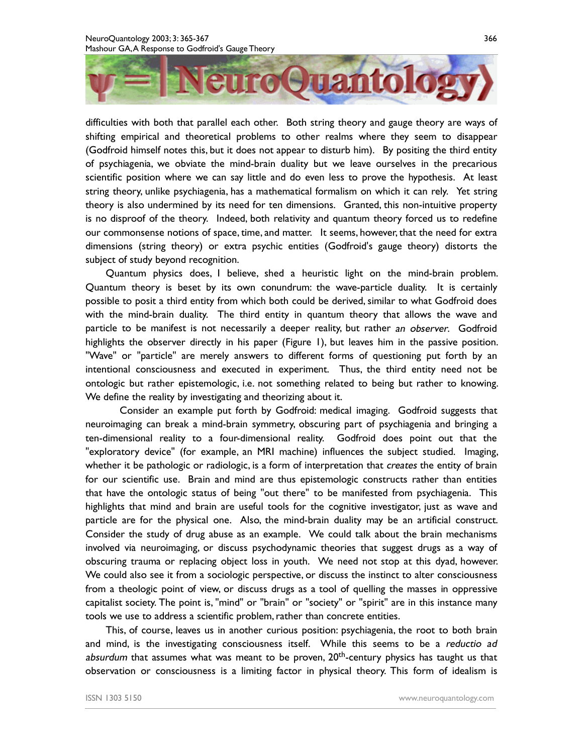difficulties with both that parallel each other. Both string theory and gauge theory are ways of shifting empirical and theoretical problems to other realms where they seem to disappear (Godfroid himself notes this, but it does not appear to disturb him). By positing the third entity of psychiagenia, we obviate the mind-brain duality but we leave ourselves in the precarious scientific position where we can say little and do even less to prove the hypothesis. At least string theory, unlike psychiagenia, has a mathematical formalism on which it can rely. Yet string theory is also undermined by its need for ten dimensions. Granted, this non-intuitive property is no disproof of the theory. Indeed, both relativity and quantum theory forced us to redefine our commonsense notions of space, time, and matter. It seems, however, that the need for extra dimensions (string theory) or extra psychic entities (Godfroid's gauge theory) distorts the subject of study beyond recognition.

Quantum physics does, I believe, shed a heuristic light on the mind-brain problem. Quantum theory is beset by its own conundrum: the wave-particle duality. It is certainly possible to posit a third entity from which both could be derived, similar to what Godfroid does with the mind-brain duality. The third entity in quantum theory that allows the wave and particle to be manifest is not necessarily a deeper reality, but rather *an observer*. Godfroid highlights the observer directly in his paper (Figure 1), but leaves him in the passive position. "Wave" or "particle" are merely answers to different forms of questioning put forth by an intentional consciousness and executed in experiment. Thus, the third entity need not be ontologic but rather epistemologic, i.e. not something related to being but rather to knowing. We define the reality by investigating and theorizing about it.

Consider an example put forth by Godfroid: medical imaging. Godfroid suggests that neuroimaging can break a mind-brain symmetry, obscuring part of psychiagenia and bringing a ten-dimensional reality to a four-dimensional reality. Godfroid does point out that the "exploratory device" (for example, an MRI machine) influences the subject studied. Imaging, whether it be pathologic or radiologic, is a form of interpretation that *creates* the entity of brain for our scientific use. Brain and mind are thus epistemologic constructs rather than entities that have the ontologic status of being "out there" to be manifested from psychiagenia. This highlights that mind and brain are useful tools for the cognitive investigator, just as wave and particle are for the physical one. Also, the mind-brain duality may be an artificial construct. Consider the study of drug abuse as an example. We could talk about the brain mechanisms involved via neuroimaging, or discuss psychodynamic theories that suggest drugs as a way of obscuring trauma or replacing object loss in youth. We need not stop at this dyad, however. We could also see it from a sociologic perspective, or discuss the instinct to alter consciousness from a theologic point of view, or discuss drugs as a tool of quelling the masses in oppressive capitalist society. The point is, "mind" or "brain" or "society" or "spirit" are in this instance many tools we use to address a scientific problem, rather than concrete entities.

This, of course, leaves us in another curious position: psychiagenia, the root to both brain and mind, is the investigating consciousness itself. While this seems to be a *reductio ad absurdum* that assumes what was meant to be proven, 20$^{th}$-century physics has taught us that observation or consciousness is a limiting factor in physical theory. This form of idealism is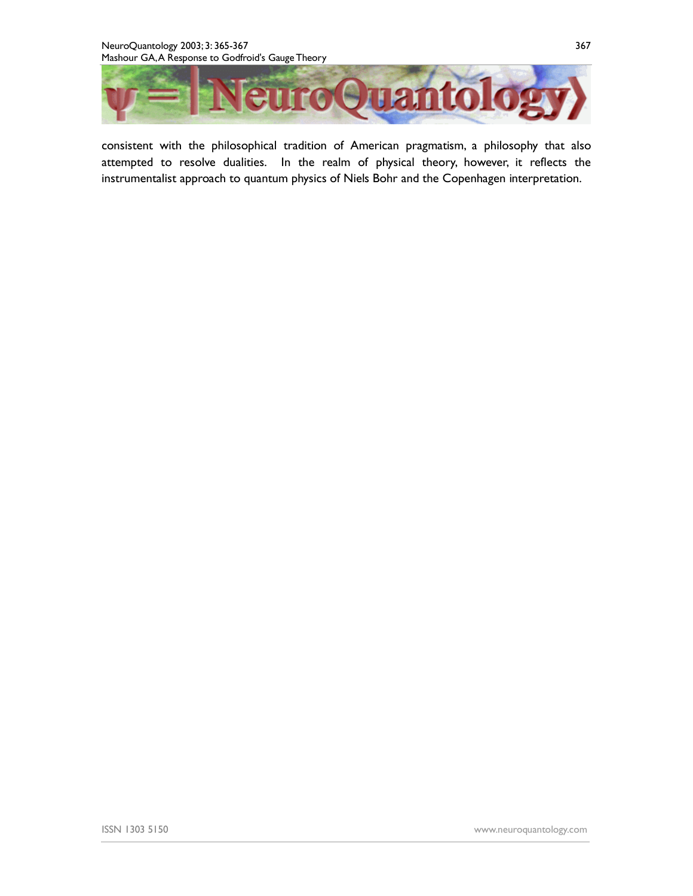consistent with the philosophical tradition of American pragmatism, a philosophy that also attempted to resolve dualities. In the realm of physical theory, however, it reflects the instrumentalist approach to quantum physics of Niels Bohr and the Copenhagen interpretation.